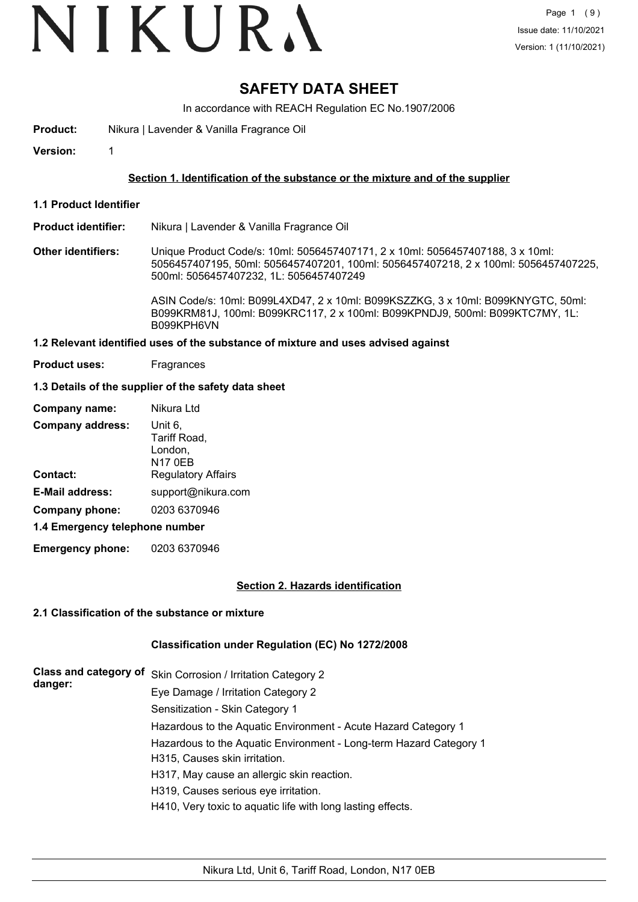# SAFETY DATA SHEET

In accordance with REACH Regulation EC No.1907/2006

**Product:** Nikura | Lavender & Vanilla Fragrance Oil

**Version:** 1

## Section 1. Identification of the substance or the mixture and of the supplier

### 1.1 Product Identifier

**Product identifier:** Nikura | Lavender & Vanilla Fragrance Oil

**Other identifiers:** Unique Product Code/s: 10ml: 5056457407171, 2 x 10ml: 5056457407188, 3 x 10ml: 5056457407195, 50ml: 5056457407201, 100ml: 5056457407218, 2 x 100ml: 5056457407225, 500ml: 5056457407232, 1L: 5056457407249

ASIN Code/s: 10ml: B099L4XD47, 2 x 10ml: B099KSZZKG, 3 x 10ml: B099KNYGTC, 50ml: B099KRM81J, 100ml: B099KRC117, 2 x 100ml: B099KPNDJ9, 500ml: B099KTC7MY, 1L: B099KPH6VN

### 1.2 Relevant identified uses of the substance of mixture and uses advised against

**Product uses:** Fragrances

### 1.3 Details of the supplier of the safety data sheet

**Company name:** Nikura Ltd

**Company address:** Unit 6, Tariff Road, London, N17 0EB

**Contact:** Regulatory Affairs

**E-Mail address:** support@nikura.com

**Company phone:** 0203 6370946

### 1.4 Emergency telephone number

**Emergency phone:** 0203 6370946

## Section 2. Hazards identification

### 2.1 Classification of the substance or mixture

**Classification under Regulation (EC) No 1272/2008**

**Class and category of danger:**

Skin Corrosion / Irritation Category 2

Eye Damage / Irritation Category 2

Sensitization - Skin Category 1

Hazardous to the Aquatic Environment - Acute Hazard Category 1

Hazardous to the Aquatic Environment - Long-term Hazard Category 1

H315, Causes skin irritation.

H317, May cause an allergic skin reaction.

H319, Causes serious eye irritation.

H410, Very toxic to aquatic life with long lasting effects.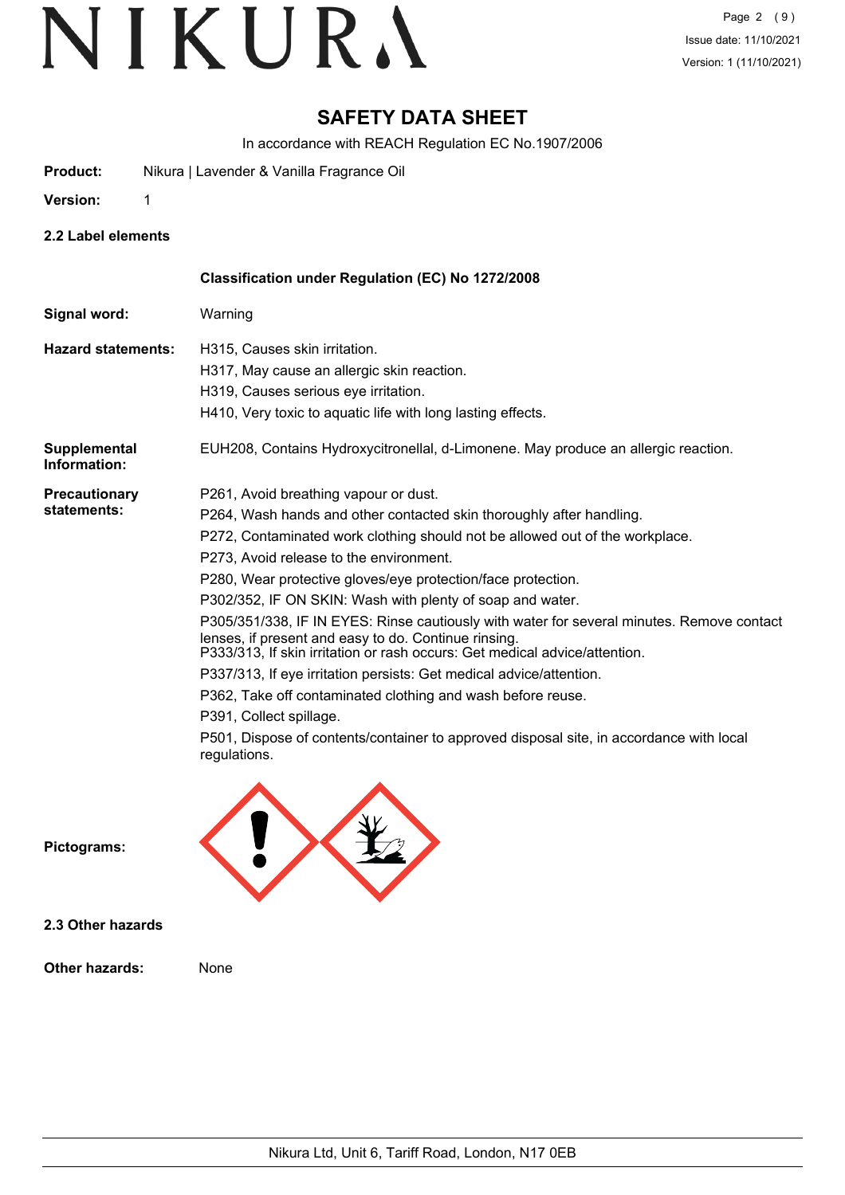# SAFETY DATA SHEET

In accordance with REACH Regulation EC No.1907/2006

**Product:** Nikura | Lavender & Vanilla Fragrance Oil

**Version:** 1

## 2.2 Label elements

**Classification under Regulation (EC) No 1272/2008**

**Signal word:** Warning

**Hazard statements:**

H315, Causes skin irritation.
H317, May cause an allergic skin reaction.
H319, Causes serious eye irritation.
H410, Very toxic to aquatic life with long lasting effects.

**Supplemental Information:** EUH208, Contains Hydroxycitronellal, d-Limonene. May produce an allergic reaction.

**Precautionary statements:**

P261, Avoid breathing vapour or dust.
P264, Wash hands and other contacted skin thoroughly after handling.
P272, Contaminated work clothing should not be allowed out of the workplace.
P273, Avoid release to the environment.
P280, Wear protective gloves/eye protection/face protection.
P302/352, IF ON SKIN: Wash with plenty of soap and water.
P305/351/338, IF IN EYES: Rinse cautiously with water for several minutes. Remove contact lenses, if present and easy to do. Continue rinsing.
P333/313, If skin irritation or rash occurs: Get medical advice/attention.
P337/313, If eye irritation persists: Get medical advice/attention.
P362, Take off contaminated clothing and wash before reuse.
P391, Collect spillage.
P501, Dispose of contents/container to approved disposal site, in accordance with local regulations.

**Pictograms:**

## 2.3 Other hazards

**Other hazards:** None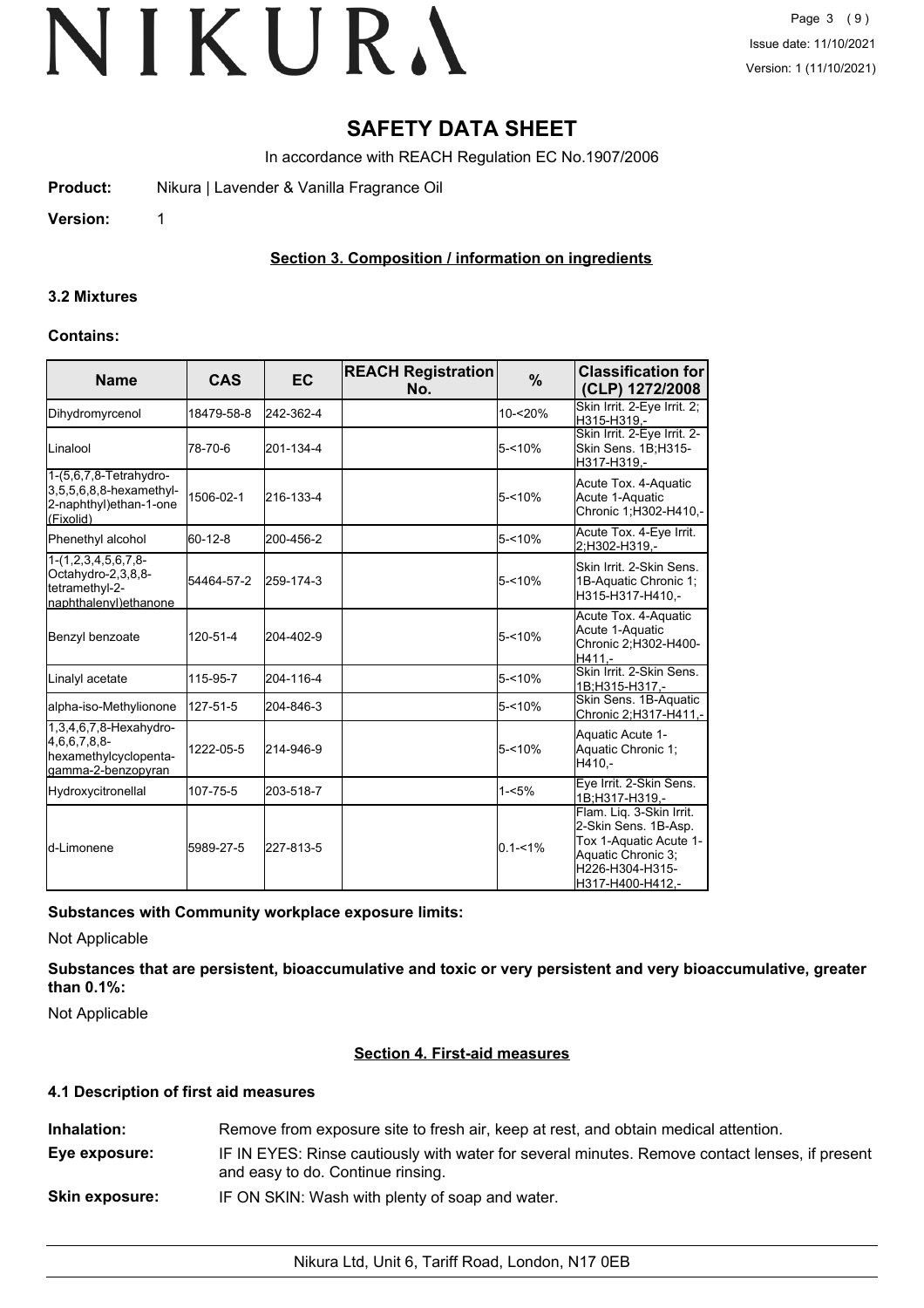# SAFETY DATA SHEET

In accordance with REACH Regulation EC No.1907/2006

**Product:** Nikura | Lavender & Vanilla Fragrance Oil

**Version:** 1

## Section 3. Composition / information on ingredients

### 3.2 Mixtures

**Contains:**

| Name | CAS | EC | REACH Registration No. | % | Classification for (CLP) 1272/2008 |
|---|---|---|---|---|---|
| Dihydromyrcenol | 18479-58-8 | 242-362-4 | | 10-<20% | Skin Irrit. 2-Eye Irrit. 2;H315-H319,- |
| Linalool | 78-70-6 | 201-134-4 | | 5-<10% | Skin Irrit. 2-Eye Irrit. 2-Skin Sens. 1B;H315-H317-H319,- |
| 1-(5,6,7,8-Tetrahydro-3,5,5,6,8,8-hexamethyl-2-naphthyl)ethan-1-one (Fixolid) | 1506-02-1 | 216-133-4 | | 5-<10% | Acute Tox. 4-Aquatic Acute 1-Aquatic Chronic 1;H302-H410,- |
| Phenethyl alcohol | 60-12-8 | 200-456-2 | | 5-<10% | Acute Tox. 4-Eye Irrit. 2;H302-H319,- |
| 1-(1,2,3,4,5,6,7,8-Octahydro-2,3,8,8-tetramethyl-2-naphthalenyl)ethanone | 54464-57-2 | 259-174-3 | | 5-<10% | Skin Irrit. 2-Skin Sens. 1B-Aquatic Chronic 1;H315-H317-H410,- |
| Benzyl benzoate | 120-51-4 | 204-402-9 | | 5-<10% | Acute Tox. 4-Aquatic Acute 1-Aquatic Chronic 2;H302-H400-H411,- |
| Linalyl acetate | 115-95-7 | 204-116-4 | | 5-<10% | Skin Irrit. 2-Skin Sens. 1B;H315-H317,- |
| alpha-iso-Methylionone | 127-51-5 | 204-846-3 | | 5-<10% | Skin Sens. 1B-Aquatic Chronic 2;H317-H411,- |
| 1,3,4,6,7,8-Hexahydro-4,6,6,7,8,8-hexamethylcyclopenta-gamma-2-benzopyran | 1222-05-5 | 214-946-9 | | 5-<10% | Aquatic Acute 1-Aquatic Chronic 1;H410,- |
| Hydroxycitronellal | 107-75-5 | 203-518-7 | | 1-<5% | Eye Irrit. 2-Skin Sens. 1B;H317-H319,- |
| d-Limonene | 5989-27-5 | 227-813-5 | | 0.1-<1% | Flam. Liq. 3-Skin Irrit. 2-Skin Sens. 1B-Asp. Tox 1-Aquatic Acute 1-Aquatic Chronic 3;H226-H304-H315-H317-H400-H412,- |

**Substances with Community workplace exposure limits:**

Not Applicable

**Substances that are persistent, bioaccumulative and toxic or very persistent and very bioaccumulative, greater than 0.1%:**

Not Applicable

## Section 4. First-aid measures

### 4.1 Description of first aid measures

**Inhalation:** Remove from exposure site to fresh air, keep at rest, and obtain medical attention.

**Eye exposure:** IF IN EYES: Rinse cautiously with water for several minutes. Remove contact lenses, if present and easy to do. Continue rinsing.

**Skin exposure:** IF ON SKIN: Wash with plenty of soap and water.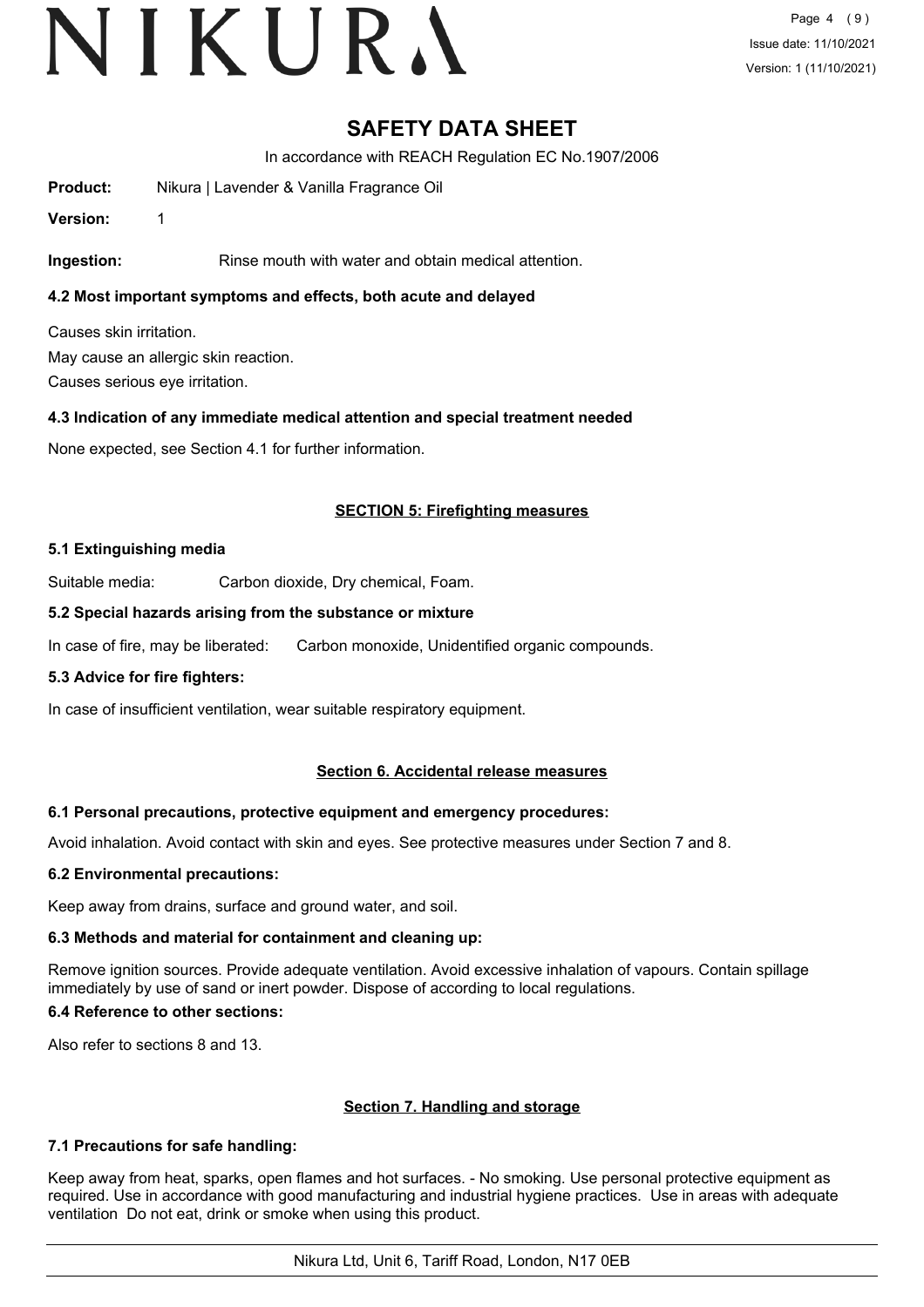# SAFETY DATA SHEET

In accordance with REACH Regulation EC No.1907/2006

**Product:** Nikura | Lavender & Vanilla Fragrance Oil

**Version:** 1

**Ingestion:** Rinse mouth with water and obtain medical attention.

### 4.2 Most important symptoms and effects, both acute and delayed

Causes skin irritation.

May cause an allergic skin reaction.

Causes serious eye irritation.

### 4.3 Indication of any immediate medical attention and special treatment needed

None expected, see Section 4.1 for further information.

## SECTION 5: Firefighting measures

### 5.1 Extinguishing media

Suitable media: Carbon dioxide, Dry chemical, Foam.

### 5.2 Special hazards arising from the substance or mixture

In case of fire, may be liberated: Carbon monoxide, Unidentified organic compounds.

### 5.3 Advice for fire fighters:

In case of insufficient ventilation, wear suitable respiratory equipment.

## Section 6. Accidental release measures

### 6.1 Personal precautions, protective equipment and emergency procedures:

Avoid inhalation. Avoid contact with skin and eyes. See protective measures under Section 7 and 8.

### 6.2 Environmental precautions:

Keep away from drains, surface and ground water, and soil.

### 6.3 Methods and material for containment and cleaning up:

Remove ignition sources. Provide adequate ventilation. Avoid excessive inhalation of vapours. Contain spillage immediately by use of sand or inert powder. Dispose of according to local regulations.

### 6.4 Reference to other sections:

Also refer to sections 8 and 13.

## Section 7. Handling and storage

### 7.1 Precautions for safe handling:

Keep away from heat, sparks, open flames and hot surfaces. - No smoking. Use personal protective equipment as required. Use in accordance with good manufacturing and industrial hygiene practices. Use in areas with adequate ventilation Do not eat, drink or smoke when using this product.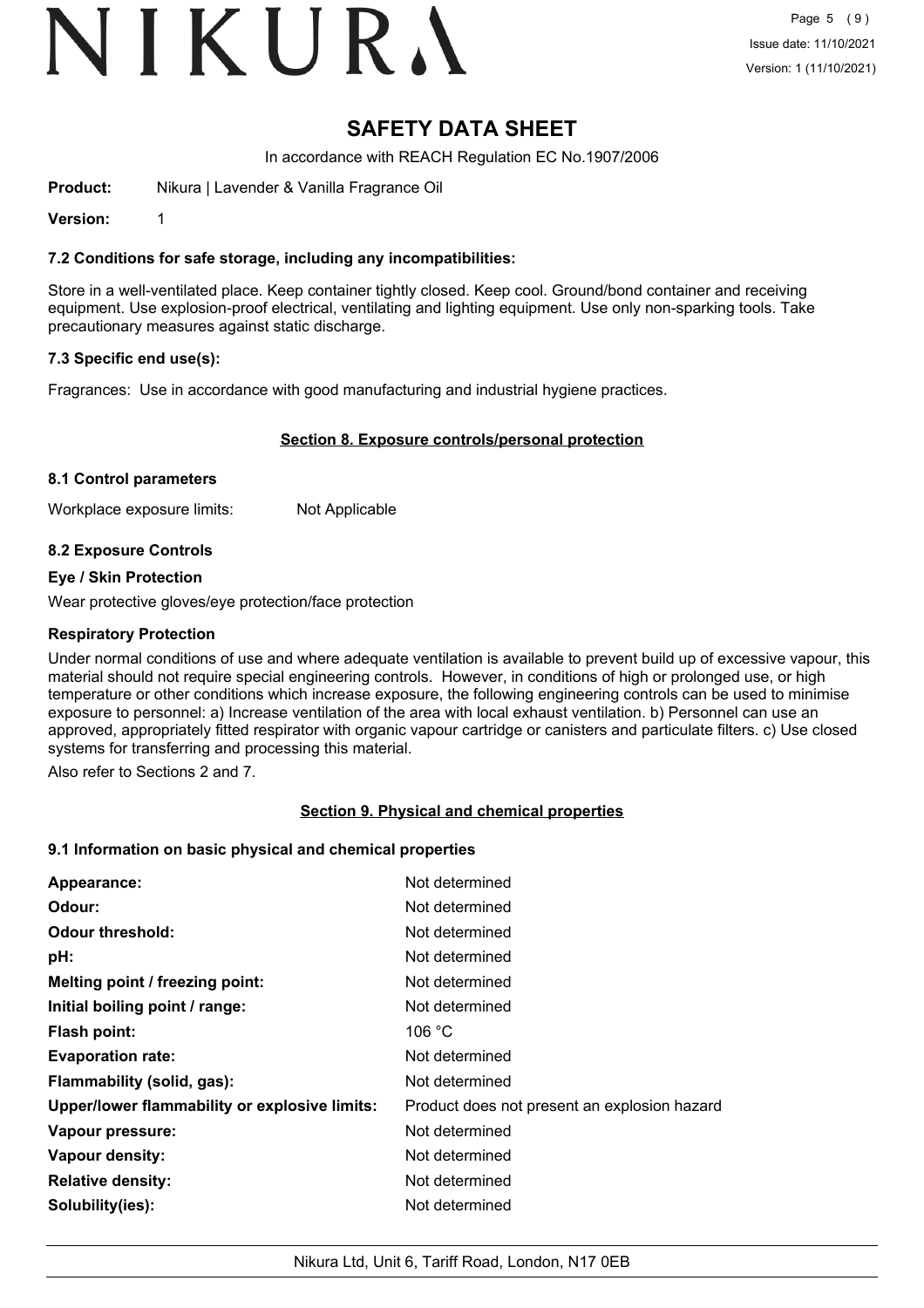# SAFETY DATA SHEET

In accordance with REACH Regulation EC No.1907/2006

**Product:** Nikura | Lavender & Vanilla Fragrance Oil

**Version:** 1

### 7.2 Conditions for safe storage, including any incompatibilities:

Store in a well-ventilated place. Keep container tightly closed. Keep cool. Ground/bond container and receiving equipment. Use explosion-proof electrical, ventilating and lighting equipment. Use only non-sparking tools. Take precautionary measures against static discharge.

### 7.3 Specific end use(s):

Fragrances: Use in accordance with good manufacturing and industrial hygiene practices.

## Section 8. Exposure controls/personal protection

### 8.1 Control parameters

Workplace exposure limits: Not Applicable

### 8.2 Exposure Controls

**Eye / Skin Protection**

Wear protective gloves/eye protection/face protection

**Respiratory Protection**

Under normal conditions of use and where adequate ventilation is available to prevent build up of excessive vapour, this material should not require special engineering controls. However, in conditions of high or prolonged use, or high temperature or other conditions which increase exposure, the following engineering controls can be used to minimise exposure to personnel: a) Increase ventilation of the area with local exhaust ventilation. b) Personnel can use an approved, appropriately fitted respirator with organic vapour cartridge or canisters and particulate filters. c) Use closed systems for transferring and processing this material.

Also refer to Sections 2 and 7.

## Section 9. Physical and chemical properties

### 9.1 Information on basic physical and chemical properties

| | |
|---|---|
| **Appearance:** | Not determined |
| **Odour:** | Not determined |
| **Odour threshold:** | Not determined |
| **pH:** | Not determined |
| **Melting point / freezing point:** | Not determined |
| **Initial boiling point / range:** | Not determined |
| **Flash point:** | 106 °C |
| **Evaporation rate:** | Not determined |
| **Flammability (solid, gas):** | Not determined |
| **Upper/lower flammability or explosive limits:** | Product does not present an explosion hazard |
| **Vapour pressure:** | Not determined |
| **Vapour density:** | Not determined |
| **Relative density:** | Not determined |
| **Solubility(ies):** | Not determined |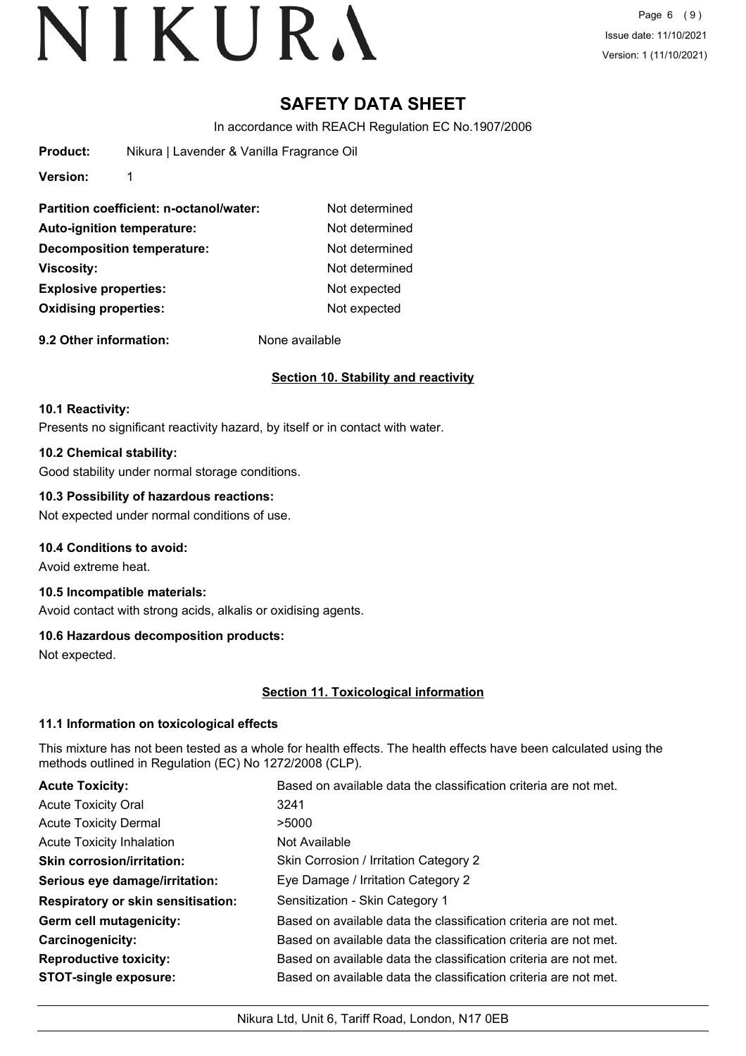# SAFETY DATA SHEET

In accordance with REACH Regulation EC No.1907/2006

**Product:** Nikura | Lavender & Vanilla Fragrance Oil

**Version:** 1

| | |
|---|---|
| **Partition coefficient: n-octanol/water:** | Not determined |
| **Auto-ignition temperature:** | Not determined |
| **Decomposition temperature:** | Not determined |
| **Viscosity:** | Not determined |
| **Explosive properties:** | Not expected |
| **Oxidising properties:** | Not expected |

**9.2 Other information:** None available

## Section 10. Stability and reactivity

### 10.1 Reactivity:

Presents no significant reactivity hazard, by itself or in contact with water.

### 10.2 Chemical stability:

Good stability under normal storage conditions.

### 10.3 Possibility of hazardous reactions:

Not expected under normal conditions of use.

### 10.4 Conditions to avoid:

Avoid extreme heat.

### 10.5 Incompatible materials:

Avoid contact with strong acids, alkalis or oxidising agents.

### 10.6 Hazardous decomposition products:

Not expected.

## Section 11. Toxicological information

### 11.1 Information on toxicological effects

This mixture has not been tested as a whole for health effects. The health effects have been calculated using the methods outlined in Regulation (EC) No 1272/2008 (CLP).

| | |
|---|---|
| **Acute Toxicity:** | Based on available data the classification criteria are not met. |
| Acute Toxicity Oral | 3241 |
| Acute Toxicity Dermal | >5000 |
| Acute Toxicity Inhalation | Not Available |
| **Skin corrosion/irritation:** | Skin Corrosion / Irritation Category 2 |
| **Serious eye damage/irritation:** | Eye Damage / Irritation Category 2 |
| **Respiratory or skin sensitisation:** | Sensitization - Skin Category 1 |
| **Germ cell mutagenicity:** | Based on available data the classification criteria are not met. |
| **Carcinogenicity:** | Based on available data the classification criteria are not met. |
| **Reproductive toxicity:** | Based on available data the classification criteria are not met. |
| **STOT-single exposure:** | Based on available data the classification criteria are not met. |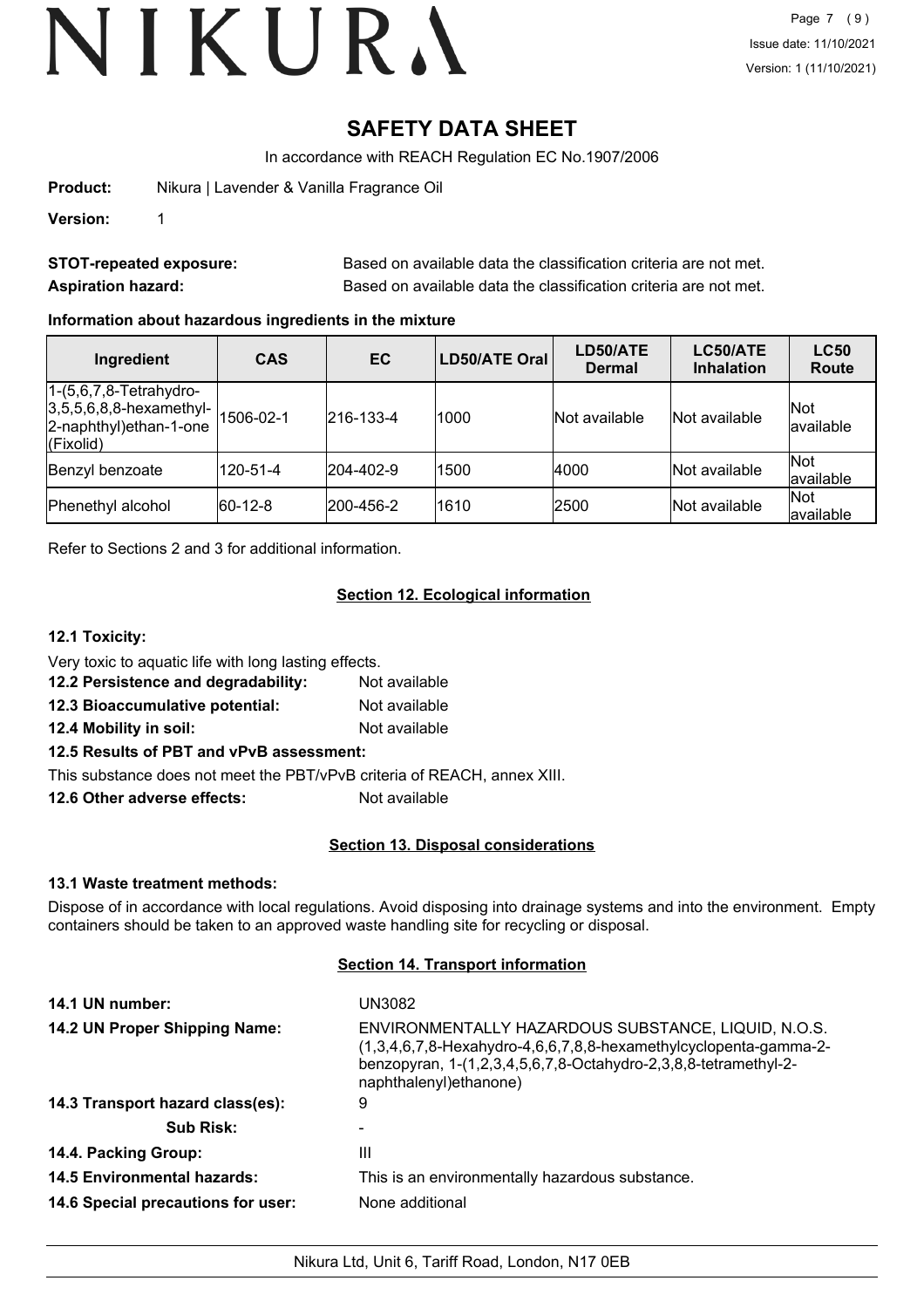# SAFETY DATA SHEET

In accordance with REACH Regulation EC No.1907/2006

**Product:** Nikura | Lavender & Vanilla Fragrance Oil

**Version:** 1

**STOT-repeated exposure:** Based on available data the classification criteria are not met.

**Aspiration hazard:** Based on available data the classification criteria are not met.

**Information about hazardous ingredients in the mixture**

| Ingredient | CAS | EC | LD50/ATE Oral | LD50/ATE Dermal | LC50/ATE Inhalation | LC50 Route |
|---|---|---|---|---|---|---|
| 1-(5,6,7,8-Tetrahydro-3,5,5,6,8,8-hexamethyl-2-naphthyl)ethan-1-one (Fixolid) | 1506-02-1 | 216-133-4 | 1000 | Not available | Not available | Not available |
| Benzyl benzoate | 120-51-4 | 204-402-9 | 1500 | 4000 | Not available | Not available |
| Phenethyl alcohol | 60-12-8 | 200-456-2 | 1610 | 2500 | Not available | Not available |

Refer to Sections 2 and 3 for additional information.

## Section 12. Ecological information

**12.1 Toxicity:**

Very toxic to aquatic life with long lasting effects.

**12.2 Persistence and degradability:** Not available

**12.3 Bioaccumulative potential:** Not available

**12.4 Mobility in soil:** Not available

**12.5 Results of PBT and vPvB assessment:**

This substance does not meet the PBT/vPvB criteria of REACH, annex XIII.

**12.6 Other adverse effects:** Not available

## Section 13. Disposal considerations

**13.1 Waste treatment methods:**

Dispose of in accordance with local regulations. Avoid disposing into drainage systems and into the environment. Empty containers should be taken to an approved waste handling site for recycling or disposal.

## Section 14. Transport information

**14.1 UN number:** UN3082

**14.2 UN Proper Shipping Name:** ENVIRONMENTALLY HAZARDOUS SUBSTANCE, LIQUID, N.O.S. (1,3,4,6,7,8-Hexahydro-4,6,6,7,8,8-hexamethylcyclopenta-gamma-2-benzopyran, 1-(1,2,3,4,5,6,7,8-Octahydro-2,3,8,8-tetramethyl-2-naphthalenyl)ethanone)

**14.3 Transport hazard class(es):** 9

**Sub Risk:** -

**14.4. Packing Group:** III

**14.5 Environmental hazards:** This is an environmentally hazardous substance.

**14.6 Special precautions for user:** None additional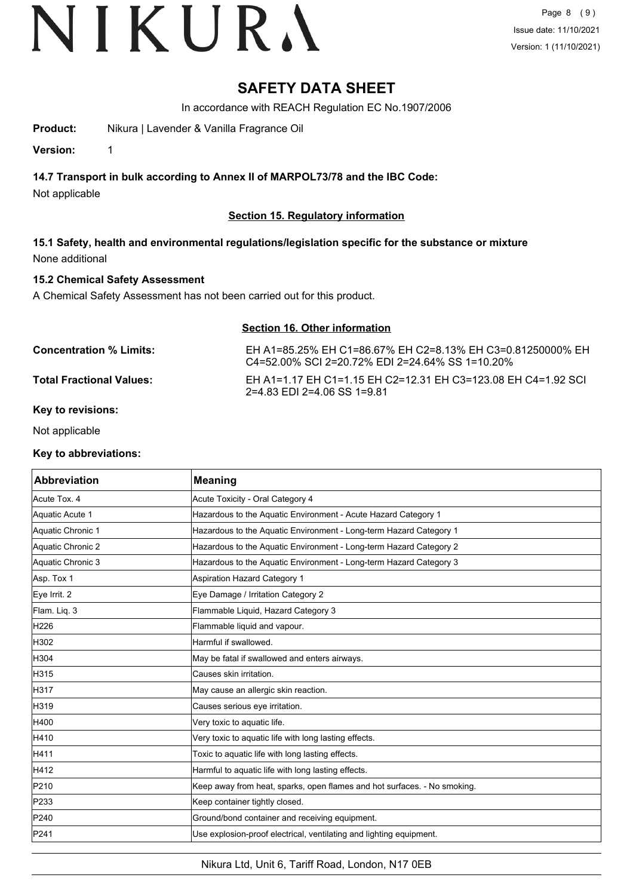# SAFETY DATA SHEET

In accordance with REACH Regulation EC No.1907/2006

**Product:** Nikura | Lavender & Vanilla Fragrance Oil

**Version:** 1

### 14.7 Transport in bulk according to Annex II of MARPOL73/78 and the IBC Code:

Not applicable

## Section 15. Regulatory information

### 15.1 Safety, health and environmental regulations/legislation specific for the substance or mixture

None additional

### 15.2 Chemical Safety Assessment

A Chemical Safety Assessment has not been carried out for this product.

## Section 16. Other information

**Concentration % Limits:** EH A1=85.25% EH C1=86.67% EH C2=8.13% EH C3=0.81250000% EH C4=52.00% SCI 2=20.72% EDI 2=24.64% SS 1=10.20%

**Total Fractional Values:** EH A1=1.17 EH C1=1.15 EH C2=12.31 EH C3=123.08 EH C4=1.92 SCI 2=4.83 EDI 2=4.06 SS 1=9.81

**Key to revisions:**

Not applicable

**Key to abbreviations:**

| Abbreviation | Meaning |
|---|---|
| Acute Tox. 4 | Acute Toxicity - Oral Category 4 |
| Aquatic Acute 1 | Hazardous to the Aquatic Environment - Acute Hazard Category 1 |
| Aquatic Chronic 1 | Hazardous to the Aquatic Environment - Long-term Hazard Category 1 |
| Aquatic Chronic 2 | Hazardous to the Aquatic Environment - Long-term Hazard Category 2 |
| Aquatic Chronic 3 | Hazardous to the Aquatic Environment - Long-term Hazard Category 3 |
| Asp. Tox 1 | Aspiration Hazard Category 1 |
| Eye Irrit. 2 | Eye Damage / Irritation Category 2 |
| Flam. Liq. 3 | Flammable Liquid, Hazard Category 3 |
| H226 | Flammable liquid and vapour. |
| H302 | Harmful if swallowed. |
| H304 | May be fatal if swallowed and enters airways. |
| H315 | Causes skin irritation. |
| H317 | May cause an allergic skin reaction. |
| H319 | Causes serious eye irritation. |
| H400 | Very toxic to aquatic life. |
| H410 | Very toxic to aquatic life with long lasting effects. |
| H411 | Toxic to aquatic life with long lasting effects. |
| H412 | Harmful to aquatic life with long lasting effects. |
| P210 | Keep away from heat, sparks, open flames and hot surfaces. - No smoking. |
| P233 | Keep container tightly closed. |
| P240 | Ground/bond container and receiving equipment. |
| P241 | Use explosion-proof electrical, ventilating and lighting equipment. |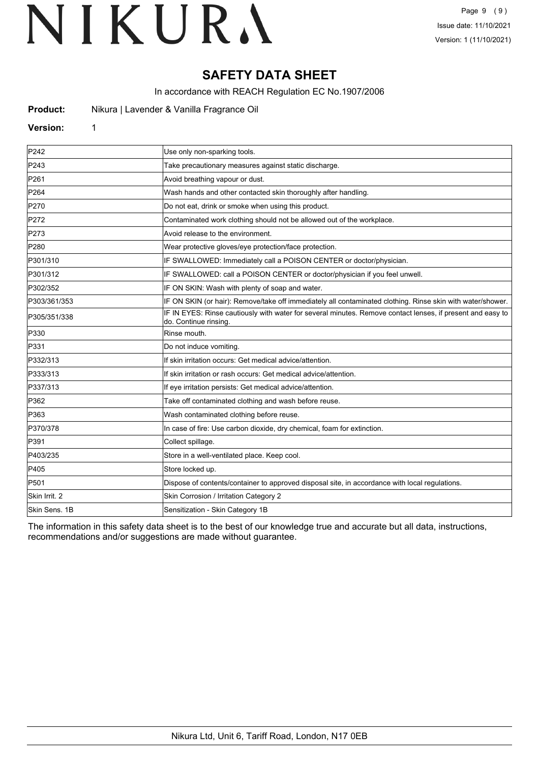# SAFETY DATA SHEET

In accordance with REACH Regulation EC No.1907/2006

**Product:** Nikura | Lavender & Vanilla Fragrance Oil

**Version:** 1

| | |
|---|---|
| P242 | Use only non-sparking tools. |
| P243 | Take precautionary measures against static discharge. |
| P261 | Avoid breathing vapour or dust. |
| P264 | Wash hands and other contacted skin thoroughly after handling. |
| P270 | Do not eat, drink or smoke when using this product. |
| P272 | Contaminated work clothing should not be allowed out of the workplace. |
| P273 | Avoid release to the environment. |
| P280 | Wear protective gloves/eye protection/face protection. |
| P301/310 | IF SWALLOWED: Immediately call a POISON CENTER or doctor/physician. |
| P301/312 | IF SWALLOWED: call a POISON CENTER or doctor/physician if you feel unwell. |
| P302/352 | IF ON SKIN: Wash with plenty of soap and water. |
| P303/361/353 | IF ON SKIN (or hair): Remove/take off immediately all contaminated clothing. Rinse skin with water/shower. |
| P305/351/338 | IF IN EYES: Rinse cautiously with water for several minutes. Remove contact lenses, if present and easy to do. Continue rinsing. |
| P330 | Rinse mouth. |
| P331 | Do not induce vomiting. |
| P332/313 | If skin irritation occurs: Get medical advice/attention. |
| P333/313 | If skin irritation or rash occurs: Get medical advice/attention. |
| P337/313 | If eye irritation persists: Get medical advice/attention. |
| P362 | Take off contaminated clothing and wash before reuse. |
| P363 | Wash contaminated clothing before reuse. |
| P370/378 | In case of fire: Use carbon dioxide, dry chemical, foam for extinction. |
| P391 | Collect spillage. |
| P403/235 | Store in a well-ventilated place. Keep cool. |
| P405 | Store locked up. |
| P501 | Dispose of contents/container to approved disposal site, in accordance with local regulations. |
| Skin Irrit. 2 | Skin Corrosion / Irritation Category 2 |
| Skin Sens. 1B | Sensitization - Skin Category 1B |

The information in this safety data sheet is to the best of our knowledge true and accurate but all data, instructions, recommendations and/or suggestions are made without guarantee.